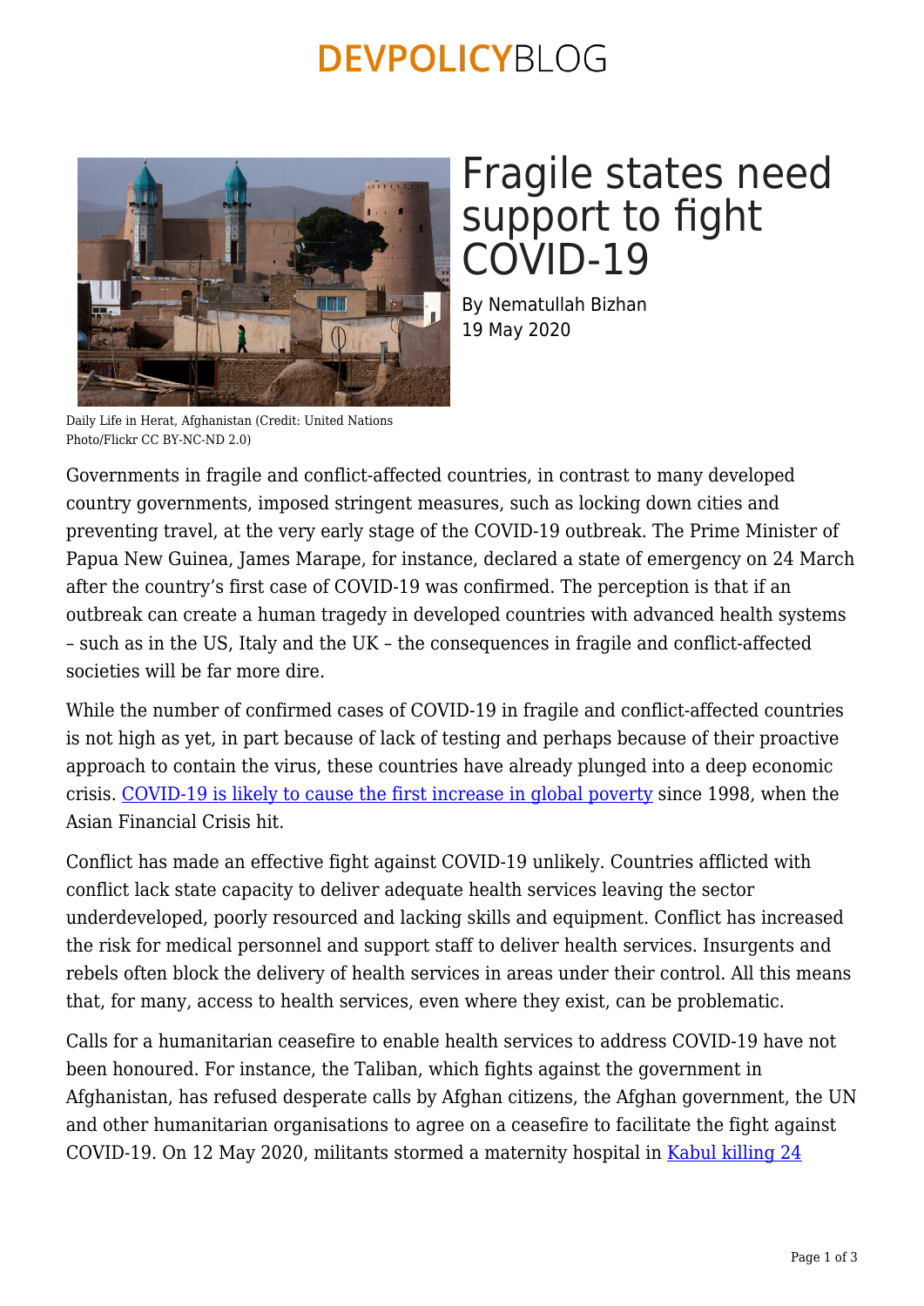# Fragile states need support to fight COVID-19

By Nematullah Bizhan
19 May 2020

Daily Life in Herat, Afghanistan (Credit: United Nations Photo/Flickr CC BY-NC-ND 2.0)

Governments in fragile and conflict-affected countries, in contrast to many developed country governments, imposed stringent measures, such as locking down cities and preventing travel, at the very early stage of the COVID-19 outbreak. The Prime Minister of Papua New Guinea, James Marape, for instance, declared a state of emergency on 24 March after the country's first case of COVID-19 was confirmed. The perception is that if an outbreak can create a human tragedy in developed countries with advanced health systems – such as in the US, Italy and the UK – the consequences in fragile and conflict-affected societies will be far more dire.

While the number of confirmed cases of COVID-19 in fragile and conflict-affected countries is not high as yet, in part because of lack of testing and perhaps because of their proactive approach to contain the virus, these countries have already plunged into a deep economic crisis. [COVID-19 is likely to cause the first increase in global poverty]() since 1998, when the Asian Financial Crisis hit.

Conflict has made an effective fight against COVID-19 unlikely. Countries afflicted with conflict lack state capacity to deliver adequate health services leaving the sector underdeveloped, poorly resourced and lacking skills and equipment. Conflict has increased the risk for medical personnel and support staff to deliver health services. Insurgents and rebels often block the delivery of health services in areas under their control. All this means that, for many, access to health services, even where they exist, can be problematic.

Calls for a humanitarian ceasefire to enable health services to address COVID-19 have not been honoured. For instance, the Taliban, which fights against the government in Afghanistan, has refused desperate calls by Afghan citizens, the Afghan government, the UN and other humanitarian organisations to agree on a ceasefire to facilitate the fight against COVID-19. On 12 May 2020, militants stormed a maternity hospital in [Kabul killing 24]()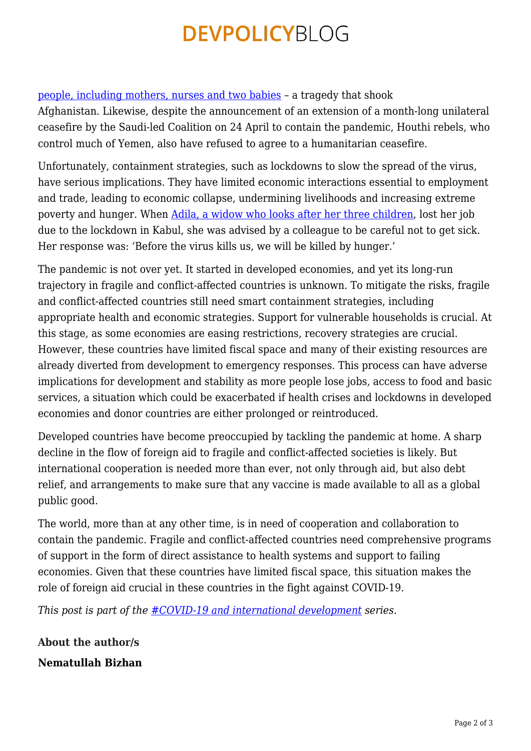people, including mothers, nurses and two babies – a tragedy that shook Afghanistan. Likewise, despite the announcement of an extension of a month-long unilateral ceasefire by the Saudi-led Coalition on 24 April to contain the pandemic, Houthi rebels, who control much of Yemen, also have refused to agree to a humanitarian ceasefire.

Unfortunately, containment strategies, such as lockdowns to slow the spread of the virus, have serious implications. They have limited economic interactions essential to employment and trade, leading to economic collapse, undermining livelihoods and increasing extreme poverty and hunger. When Adila, a widow who looks after her three children, lost her job due to the lockdown in Kabul, she was advised by a colleague to be careful not to get sick. Her response was: 'Before the virus kills us, we will be killed by hunger.'

The pandemic is not over yet. It started in developed economies, and yet its long-run trajectory in fragile and conflict-affected countries is unknown. To mitigate the risks, fragile and conflict-affected countries still need smart containment strategies, including appropriate health and economic strategies. Support for vulnerable households is crucial. At this stage, as some economies are easing restrictions, recovery strategies are crucial. However, these countries have limited fiscal space and many of their existing resources are already diverted from development to emergency responses. This process can have adverse implications for development and stability as more people lose jobs, access to food and basic services, a situation which could be exacerbated if health crises and lockdowns in developed economies and donor countries are either prolonged or reintroduced.

Developed countries have become preoccupied by tackling the pandemic at home. A sharp decline in the flow of foreign aid to fragile and conflict-affected societies is likely. But international cooperation is needed more than ever, not only through aid, but also debt relief, and arrangements to make sure that any vaccine is made available to all as a global public good.

The world, more than at any other time, is in need of cooperation and collaboration to contain the pandemic. Fragile and conflict-affected countries need comprehensive programs of support in the form of direct assistance to health systems and support to failing economies. Given that these countries have limited fiscal space, this situation makes the role of foreign aid crucial in these countries in the fight against COVID-19.

*This post is part of the #COVID-19 and international development series.*

**About the author/s**

**Nematullah Bizhan**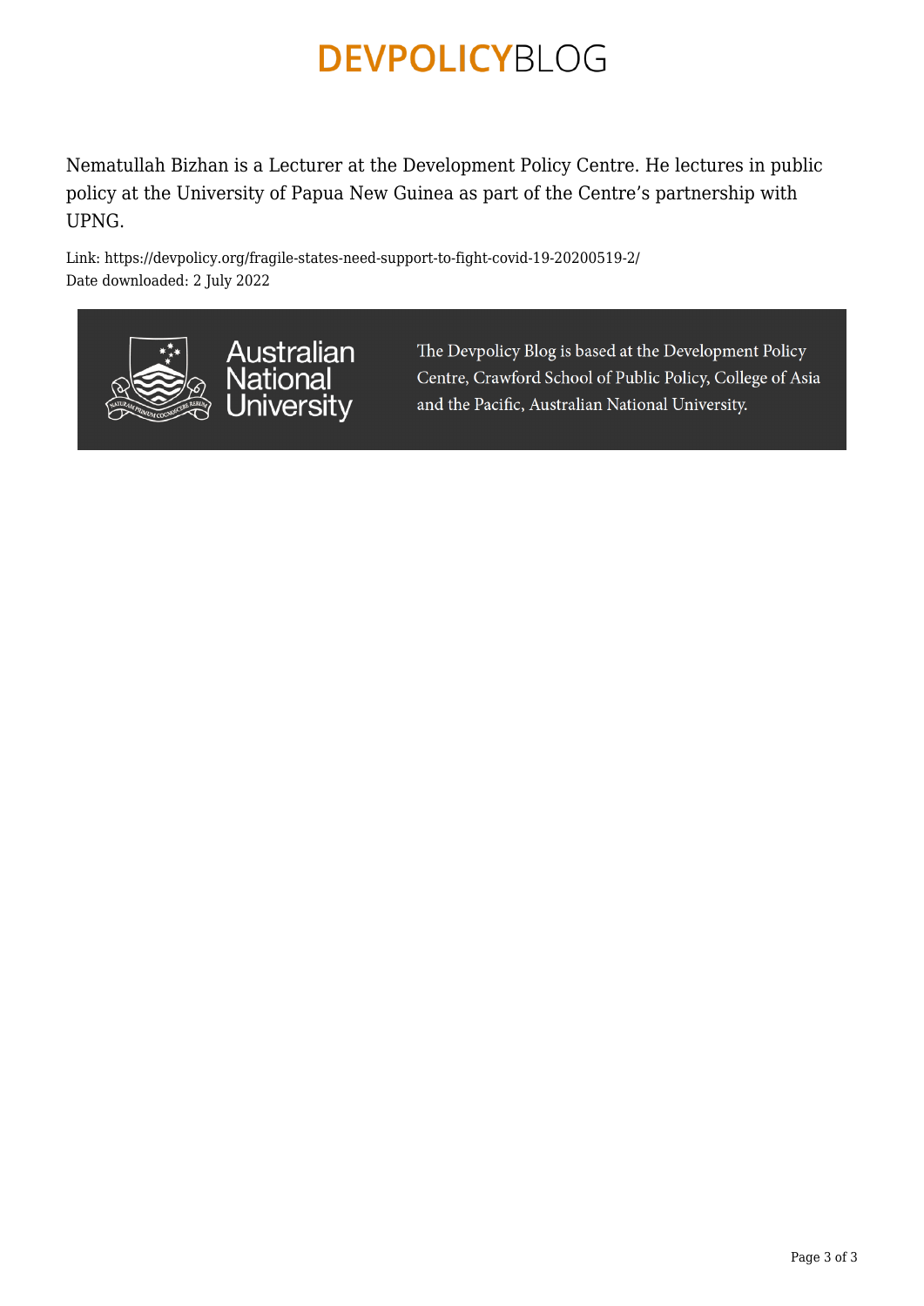Nematullah Bizhan is a Lecturer at the Development Policy Centre. He lectures in public policy at the University of Papua New Guinea as part of the Centre's partnership with UPNG.

Link: https://devpolicy.org/fragile-states-need-support-to-fight-covid-19-20200519-2/
Date downloaded: 2 July 2022

Australian National University

The Devpolicy Blog is based at the Development Policy Centre, Crawford School of Public Policy, College of Asia and the Pacific, Australian National University.